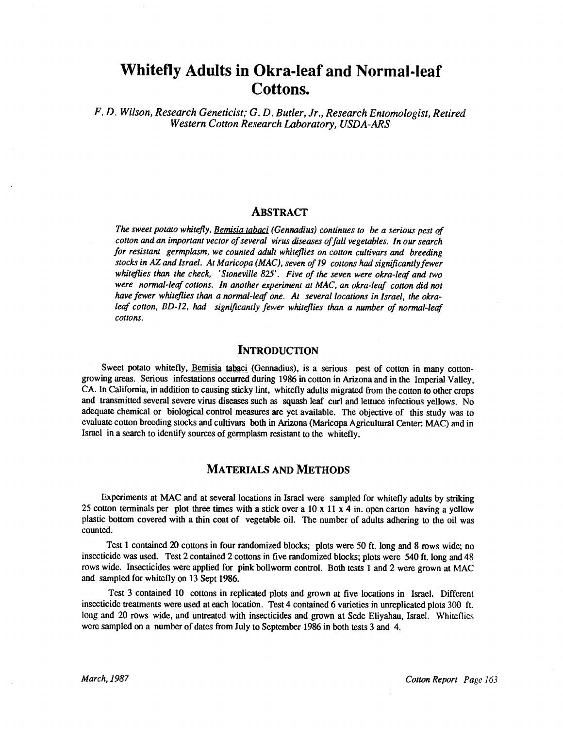# Whitefly Adults in Okra-leaf and Normal-leaf Cottons.

*F. D. Wilson, Research Geneticist; G. D. Butler, Jr., Research Entomologist, Retired*
*Western Cotton Research Laboratory, USDA-ARS*

## Abstract

*The sweet potato whitefly, Bemisia tabaci (Gennadius) continues to be a serious pest of cotton and an important vector of several virus diseases of fall vegetables. In our search for resistant germplasm, we counted adult whiteflies on cotton cultivars and breeding stocks in AZ and Israel. At Maricopa (MAC), seven of 19 cottons had significantly fewer whiteflies than the check, 'Stoneville 825'. Five of the seven were okra-leaf and two were normal-leaf cottons. In another experiment at MAC, an okra-leaf cotton did not have fewer whiteflies than a normal-leaf one. At several locations in Israel, the okra-leaf cotton, BD-12, had significantly fewer whiteflies than a number of normal-leaf cottons.*

## Introduction

Sweet potato whitefly, Bemisia tabaci (Gennadius), is a serious pest of cotton in many cotton-growing areas. Serious infestations occurred during 1986 in cotton in Arizona and in the Imperial Valley, CA. In California, in addition to causing sticky lint, whitefly adults migrated from the cotton to other crops and transmitted several severe virus diseases such as squash leaf curl and lettuce infectious yellows. No adequate chemical or biological control measures are yet available. The objective of this study was to evaluate cotton breeding stocks and cultivars both in Arizona (Maricopa Agricultural Center: MAC) and in Israel in a search to identify sources of germplasm resistant to the whitefly.

## Materials and Methods

Experiments at MAC and at several locations in Israel were sampled for whitefly adults by striking 25 cotton terminals per plot three times with a stick over a 10 x 11 x 4 in. open carton having a yellow plastic bottom covered with a thin coat of vegetable oil. The number of adults adhering to the oil was counted.

Test 1 contained 20 cottons in four randomized blocks; plots were 50 ft. long and 8 rows wide; no insecticide was used. Test 2 contained 2 cottons in five randomized blocks; plots were 540 ft. long and 48 rows wide. Insecticides were applied for pink bollworm control. Both tests 1 and 2 were grown at MAC and sampled for whitefly on 13 Sept 1986.

Test 3 contained 10 cottons in replicated plots and grown at five locations in Israel. Different insecticide treatments were used at each location. Test 4 contained 6 varieties in unreplicated plots 300 ft. long and 20 rows wide, and untreated with insecticides and grown at Sede Eliyahau, Israel. Whiteflies were sampled on a number of dates from July to September 1986 in both tests 3 and 4.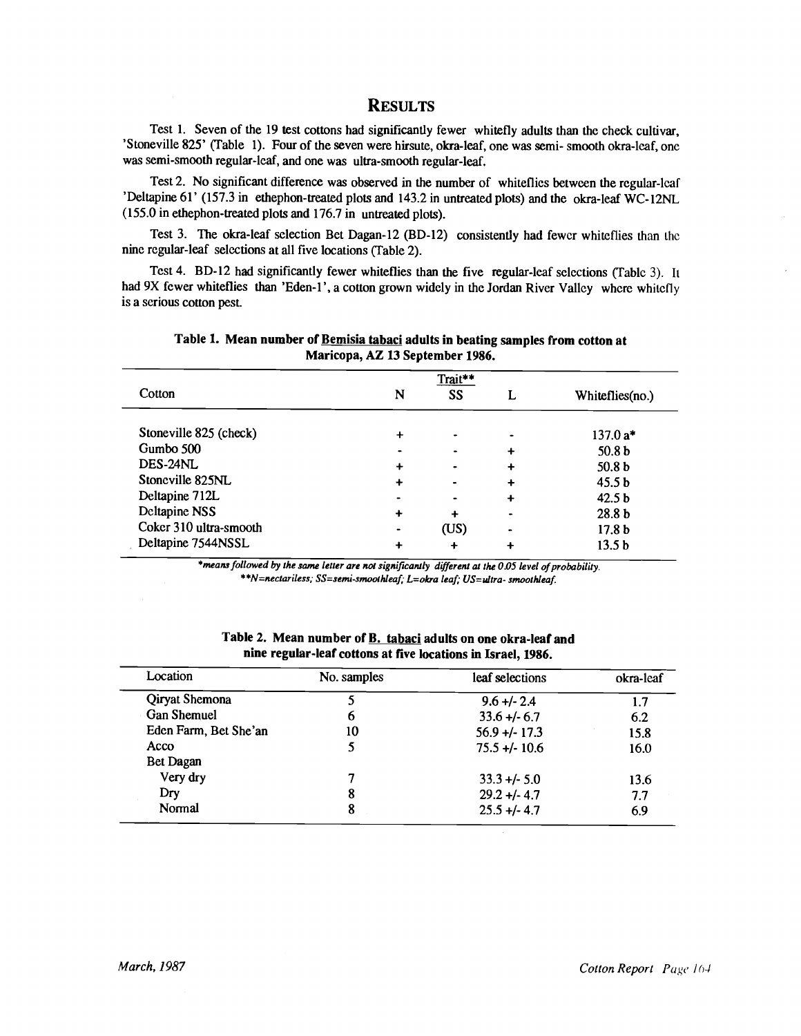## RESULTS

Test 1. Seven of the 19 test cottons had significantly fewer whitefly adults than the check cultivar, 'Stoneville 825' (Table 1). Four of the seven were hirsute, okra-leaf, one was semi- smooth okra-leaf, one was semi-smooth regular-leaf, and one was ultra-smooth regular-leaf.

Test 2. No significant difference was observed in the number of whiteflies between the regular-leaf 'Deltapine 61' (157.3 in ethephon-treated plots and 143.2 in untreated plots) and the okra-leaf WC-12NL (155.0 in ethephon-treated plots and 176.7 in untreated plots).

Test 3. The okra-leaf selection Bet Dagan-12 (BD-12) consistently had fewer whiteflies than the nine regular-leaf selections at all five locations (Table 2).

Test 4. BD-12 had significantly fewer whiteflies than the five regular-leaf selections (Table 3). It had 9X fewer whiteflies than 'Eden-1', a cotton grown widely in the Jordan River Valley where whitefly is a serious cotton pest.

**Table 1. Mean number of Bemisia tabaci adults in beating samples from cotton at Maricopa, AZ 13 September 1986.**

| Cotton | Trait** | | | Whiteflies(no.) |
|---|---|---|---|---|
| | N | SS | L | |
| Stoneville 825 (check) | + | - | - | 137.0 a* |
| Gumbo 500 | - | - | + | 50.8 b |
| DES-24NL | + | - | + | 50.8 b |
| Stoneville 825NL | + | - | + | 45.5 b |
| Deltapine 712L | - | - | + | 42.5 b |
| Deltapine NSS | + | + | - | 28.8 b |
| Coker 310 ultra-smooth | - | (US) | - | 17.8 b |
| Deltapine 7544NSSL | + | + | + | 13.5 b |

*means followed by the same letter are not significantly different at the 0.05 level of probability.
**N=nectariless; SS=semi-smoothleaf; L=okra leaf; US=ultra- smoothleaf.

**Table 2. Mean number of B. tabaci adults on one okra-leaf and nine regular-leaf cottons at five locations in Israel, 1986.**

| Location | No. samples | leaf selections | okra-leaf |
|---|---|---|---|
| Qiryat Shemona | 5 | 9.6 +/- 2.4 | 1.7 |
| Gan Shemuel | 6 | 33.6 +/- 6.7 | 6.2 |
| Eden Farm, Bet She'an | 10 | 56.9 +/- 17.3 | 15.8 |
| Acco | 5 | 75.5 +/- 10.6 | 16.0 |
| Bet Dagan | | | |
| Very dry | 7 | 33.3 +/- 5.0 | 13.6 |
| Dry | 8 | 29.2 +/- 4.7 | 7.7 |
| Normal | 8 | 25.5 +/- 4.7 | 6.9 |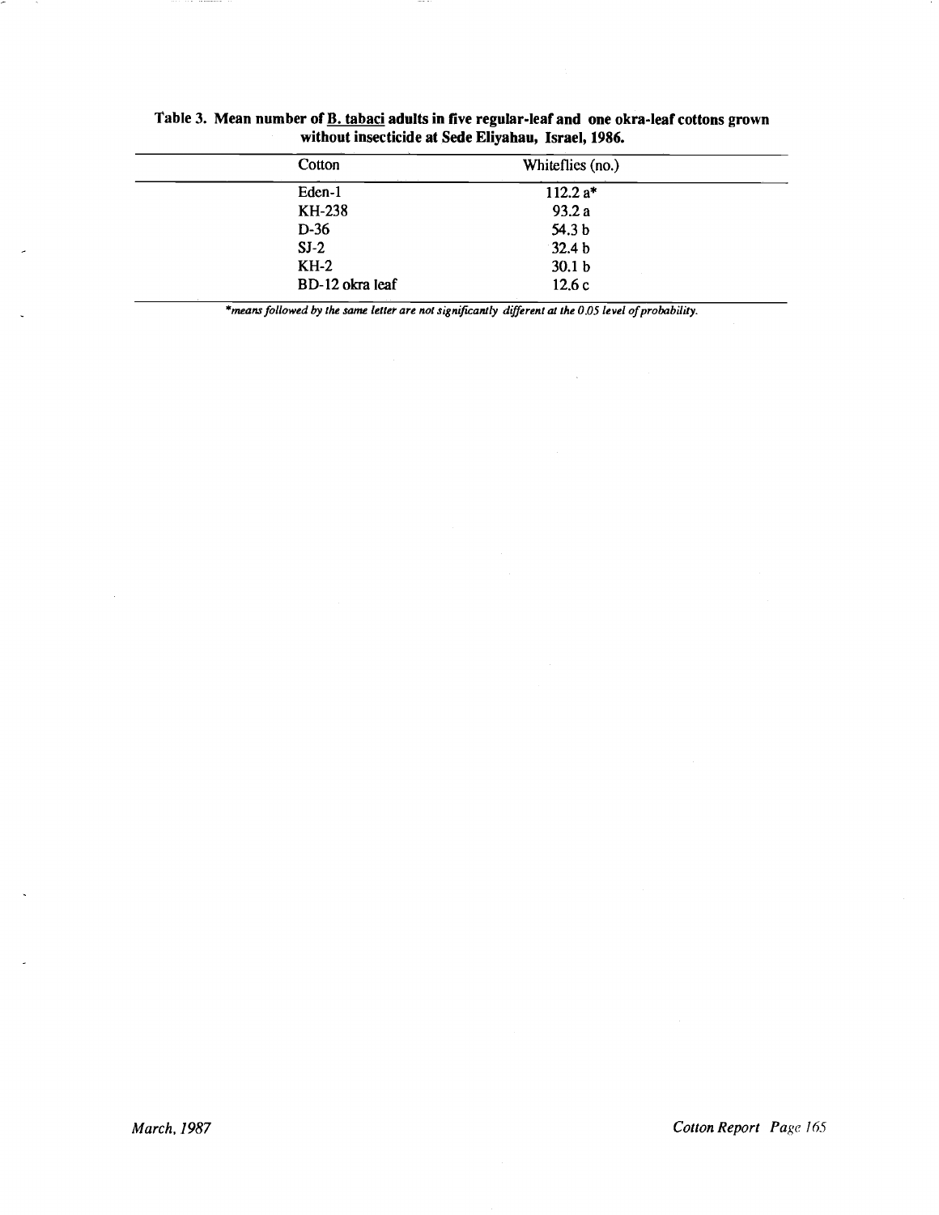**Table 3. Mean number of B. tabaci adults in five regular-leaf and one okra-leaf cottons grown without insecticide at Sede Eliyahau, Israel, 1986.**

| Cotton | Whiteflies (no.) |
|---|---|
| Eden-1 | 112.2 a* |
| KH-238 | 93.2 a |
| D-36 | 54.3 b |
| SJ-2 | 32.4 b |
| KH-2 | 30.1 b |
| BD-12 okra leaf | 12.6 c |

*\*means followed by the same letter are not significantly different at the 0.05 level of probability.*